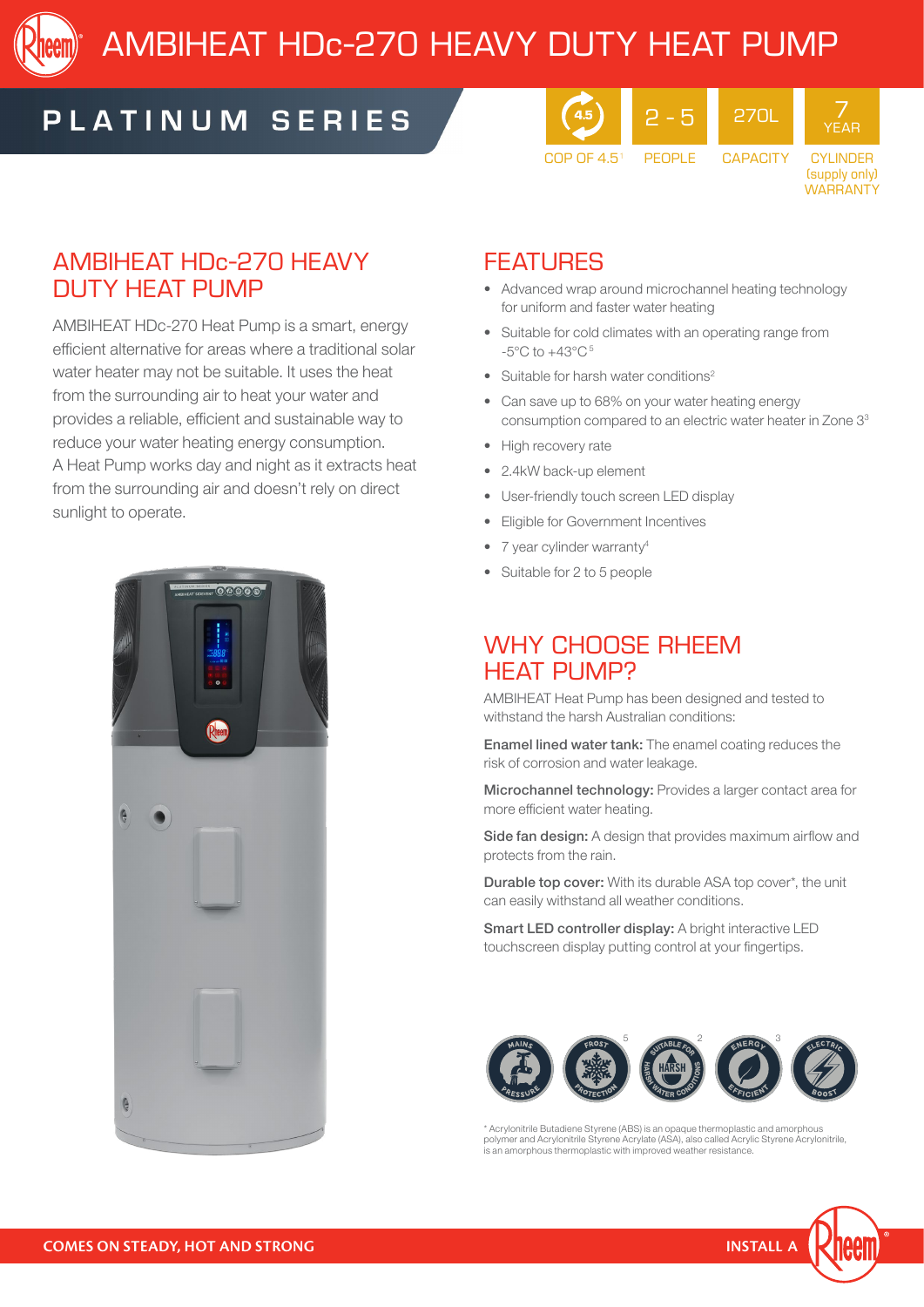# AMBIHEAT HDc-270 HEAVY DUTY HEAT PUMP

## PLATINUM SERIES

4.5 COP OF 4.5[1] | 2 - 5 PEOPLE | 270L CAPACITY | 7 YEAR CYLINDER (supply only) WARRANTY

## AMBIHEAT HDc-270 HEAVY DUTY HEAT PUMP

AMBIHEAT HDc-270 Heat Pump is a smart, energy efficient alternative for areas where a traditional solar water heater may not be suitable. It uses the heat from the surrounding air to heat your water and provides a reliable, efficient and sustainable way to reduce your water heating energy consumption. A Heat Pump works day and night as it extracts heat from the surrounding air and doesn't rely on direct sunlight to operate.

## FEATURES

- Advanced wrap around microchannel heating technology for uniform and faster water heating
- Suitable for cold climates with an operating range from -5°C to +43°C[5]
- Suitable for harsh water conditions[2]
- Can save up to 68% on your water heating energy consumption compared to an electric water heater in Zone 3[3]
- High recovery rate
- 2.4kW back-up element
- User-friendly touch screen LED display
- Eligible for Government Incentives
- 7 year cylinder warranty[4]
- Suitable for 2 to 5 people

## WHY CHOOSE RHEEM HEAT PUMP?

AMBIHEAT Heat Pump has been designed and tested to withstand the harsh Australian conditions:

**Enamel lined water tank:** The enamel coating reduces the risk of corrosion and water leakage.

**Microchannel technology:** Provides a larger contact area for more efficient water heating.

**Side fan design:** A design that provides maximum airflow and protects from the rain.

**Durable top cover:** With its durable ASA top cover*, the unit can easily withstand all weather conditions.

**Smart LED controller display:** A bright interactive LED touchscreen display putting control at your fingertips.

MAINS PRESSURE | FROST PROTECTION[5] | SUITABLE FOR HARSH WATER CONDITIONS[2] | ENERGY EFFICIENT[3] | ELECTRIC BOOST

\* Acrylonitrile Butadiene Styrene (ABS) is an opaque thermoplastic and amorphous polymer and Acrylonitrile Styrene Acrylate (ASA), also called Acrylic Styrene Acrylonitrile, is an amorphous thermoplastic with improved weather resistance.

COMES ON STEADY, HOT AND STRONG

INSTALL A Rheem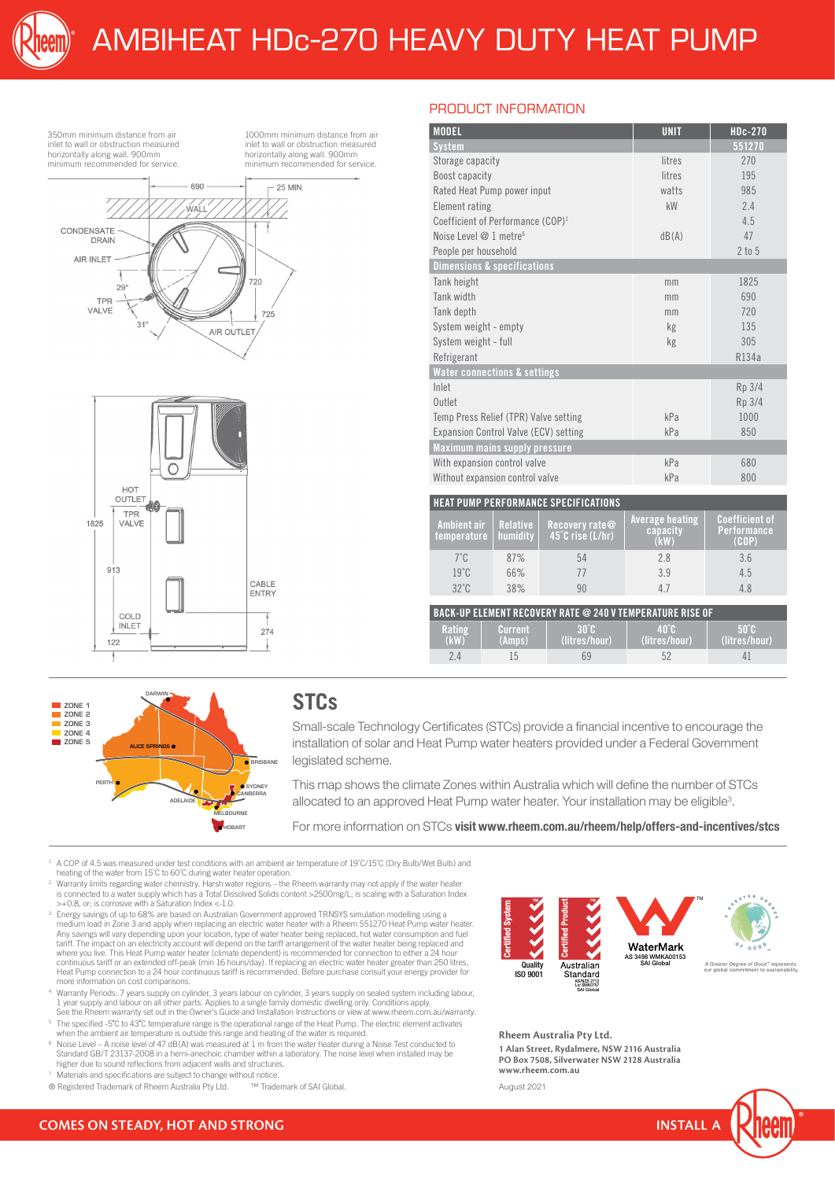# AMBIHEAT HDc-270 HEAVY DUTY HEAT PUMP

350mm minimum distance from air inlet to wall or obstruction measured horizontally along wall. 900mm minimum recommended for service.

1000mm minimum distance from air inlet to wall or obstruction measured horizontally along wall. 900mm minimum recommended for service.

690
25 MIN
WALL
CONDENSATE DRAIN
AIR INLET
29°
TPR VALVE
31°
720
725
AIR OUTLET

HOT OUTLET
TPR VALVE
1825
913
CABLE ENTRY
COLD INLET
274
122

## PRODUCT INFORMATION

| MODEL | UNIT | HDc-270 |
|---|---|---|
| **System** | | **551270** |
| Storage capacity | litres | 270 |
| Boost capacity | litres | 195 |
| Rated Heat Pump power input | watts | 985 |
| Element rating | kW | 2.4 |
| Coefficient of Performance (COP)[1] | | 4.5 |
| Noise Level @ 1 metre[6] | dB(A) | 47 |
| People per household | | 2 to 5 |
| **Dimensions & specifications** | | |
| Tank height | mm | 1825 |
| Tank width | mm | 690 |
| Tank depth | mm | 720 |
| System weight - empty | kg | 135 |
| System weight - full | kg | 305 |
| Refrigerant | | R134a |
| **Water connections & settings** | | |
| Inlet | | Rp 3/4 |
| Outlet | | Rp 3/4 |
| Temp Press Relief (TPR) Valve setting | kPa | 1000 |
| Expansion Control Valve (ECV) setting | kPa | 850 |
| **Maximum mains supply pressure** | | |
| With expansion control valve | kPa | 680 |
| Without expansion control valve | kPa | 800 |

**HEAT PUMP PERFORMANCE SPECIFICATIONS**

| Ambient air temperature | Relative humidity | Recovery rate@ 45˚C rise (L/hr) | Average heating capacity (kW) | Coefficient of Performance (COP) |
|---|---|---|---|---|
| 7˚C | 87% | 54 | 2.8 | 3.6 |
| 19˚C | 66% | 77 | 3.9 | 4.5 |
| 32˚C | 38% | 90 | 4.7 | 4.8 |

**BACK-UP ELEMENT RECOVERY RATE @ 240 V TEMPERATURE RISE OF**

| Rating (kW) | Current (Amps) | 30˚C (litres/hour) | 40˚C (litres/hour) | 50˚C (litres/hour) |
|---|---|---|---|---|
| 2.4 | 15 | 69 | 52 | 41 |

ZONE 1
ZONE 2
ZONE 3
ZONE 4
ZONE 5
DARWIN
ALICE SPRINGS
BRISBANE
PERTH
SYDNEY
CANBERRA
ADELAIDE
MELBOURNE
HOBART

## STCs

Small-scale Technology Certificates (STCs) provide a financial incentive to encourage the installation of solar and Heat Pump water heaters provided under a Federal Government legislated scheme.

This map shows the climate Zones within Australia which will define the number of STCs allocated to an approved Heat Pump water heater. Your installation may be eligible[3].

For more information on STCs **visit www.rheem.com.au/rheem/help/offers-and-incentives/stcs**

1. A COP of 4.5 was measured under test conditions with an ambient air temperature of 19˚C/15˚C (Dry Bulb/Wet Bulb) and heating of the water from 15˚C to 60˚C during water heater operation.
2. Warranty limits regarding water chemistry. Harsh water regions – the Rheem warranty may not apply if the water heater is connected to a water supply which has a Total Dissolved Solids content >2500mg/L; is scaling with a Saturation Index >+0.8, or; is corrosive with a Saturation Index <-1.0.
3. Energy savings of up to 68% are based on Australian Government approved TRNSYS simulation modelling using a medium load in Zone 3 and apply when replacing an electric water heater with a Rheem 551270 Heat Pump water heater. Any savings will vary depending upon your location, type of water heater being replaced, hot water consumption and fuel tariff. The impact on an electricity account will depend on the tariff arrangement of the water heater being replaced and where you live. This Heat Pump water heater (climate dependent) is recommended for connection to either a 24 hour continuous tariff or an extended off-peak (min 16 hours/day). If replacing an electric water heater greater than 250 litres, Heat Pump connection to a 24 hour continuous tariff is recommended. Before purchase consult your energy provider for more information on cost comparisons.
4. Warranty Periods: 7 years supply on cylinder, 3 years labour on cylinder, 3 years supply on sealed system including labour, 1 year supply and labour on all other parts. Applies to a single family domestic dwelling only. Conditions apply. See the Rheem warranty set out in the Owner's Guide and Installation Instructions or view at www.rheem.com.au/warranty.
5. The specified -5˚C to 43˚C temperature range is the operational range of the Heat Pump. The electric element activates when the ambient air temperature is outside this range and heating of the water is required.
6. Noise Level – A noise level of 47 dB(A) was measured at 1 m from the water heater during a Noise Test conducted to Standard GB/T 23137-2008 in a hemi-anechoic chamber within a laboratory. The noise level when installed may be higher due to sound reflections from adjacent walls and structures.
7. Materials and specifications are subject to change without notice.

® Registered Trademark of Rheem Australia Pty Ltd. ™ Trademark of SAI Global.

Certified System Quality ISO 9001

Certified Product Australian Standard AS/NZS 2712 Lic SMK0757 SAI Global

WaterMark AS 3498 WMKA00153 SAI Global

A Greater Degree of Good™ represents our global commitment to sustainability.

**Rheem Australia Pty Ltd.**
**1 Alan Street, Rydalmere, NSW 2116 Australia**
**PO Box 7508, Silverwater NSW 2128 Australia**
**www.rheem.com.au**

August 2021

**COMES ON STEADY, HOT AND STRONG** **INSTALL A Rheem**